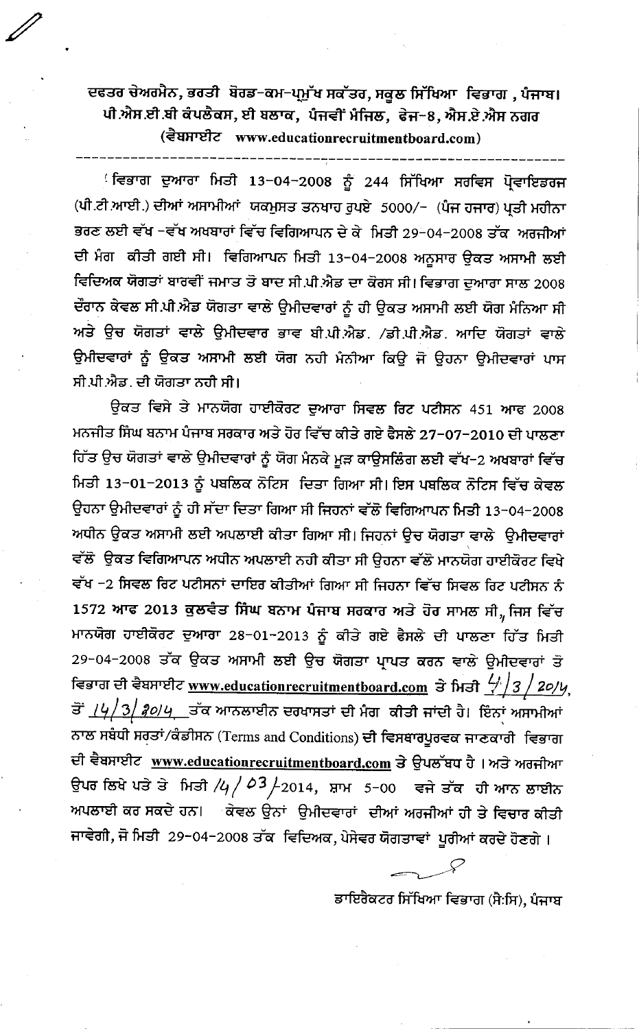# ਦਫਤਰ ਚੇਅਰਮੈਨ, ਭਰਤੀ ਬੋਰਡ-ਕਮ-ਪ੍ਰਮੁੱਖ ਸਕੱਤਰ, ਸਕੂਲ ਸਿੱਖਿਆ ਵਿਭਾਗ , ਪੰਜਾਬ।

**ਪੀ.ਐਸ.ਈ.ਬੀ ਕੰਪਲੈਕਸ, ਈ ਬਲਾਕ, ਪੰਜਵੀਂ ਮੰਜਿਲ, ਫੇਜ-8, ਐਸ.ਏ.ਐਸ ਨਗਰ**

**(ਵੈਬਸਾਈਟ www.educationrecruitmentboard.com)**

---

ਵਿਭਾਗ ਦੁਆਰਾ ਮਿਤੀ 13-04-2008 ਨੂੰ 244 ਸਿੱਖਿਆ ਸਰਵਿਸ ਪ੍ਰੋਵਾਇਡਰਜ (ਪੀ.ਟੀ.ਆਈ.) ਦੀਆਂ ਅਸਾਮੀਆਂ ਯਕਮੁਸਤ ਤਨਖਾਹ ਰੁਪਏ 5000/- (ਪੰਜ ਹਜਾਰ) ਪ੍ਰਤੀ ਮਹੀਨਾ ਭਰਣ ਲਈ ਵੱਖ -ਵੱਖ ਅਖਬਾਰਾਂ ਵਿੱਚ ਵਿਗਿਆਪਨ ਦੇ ਕੇ ਮਿਤੀ 29-04-2008 ਤੱਕ ਅਰਜੀਆਂ ਦੀ ਮੰਗ ਕੀਤੀ ਗਈ ਸੀ। ਵਿਗਿਆਪਨ ਮਿਤੀ 13-04-2008 ਅਨੁਸਾਰ ਉਕਤ ਅਸਾਮੀ ਲਈ ਵਿਦਿਅਕ ਯੋਗਤਾਂ ਬਾਰਵੀਂ ਜਮਾਤ ਤੋ ਬਾਦ ਸੀ.ਪੀ.ਐਡ ਦਾ ਕੋਰਸ ਸੀ। ਵਿਭਾਗ ਦੁਆਰਾ ਸਾਲ 2008 ਦੌਰਾਨ ਕੇਵਲ ਸੀ.ਪੀ.ਐਡ ਯੋਗਤਾ ਵਾਲੇ ਉਮੀਦਵਾਰਾਂ ਨੂੰ ਹੀ ਉਕਤ ਅਸਾਮੀ ਲਈ ਯੋਗ ਮੰਨਿਆ ਸੀ ਅਤੇ ਉਚ ਯੋਗਤਾਂ ਵਾਲੇ ਉਮੀਦਵਾਰ ਭਾਵ ਬੀ.ਪੀ.ਐਡ. /ਡੀ.ਪੀ.ਐਡ. ਆਦਿ ਯੋਗਤਾਂ ਵਾਲੇ ਉਮੀਦਵਾਰਾਂ ਨੂੰ ਉਕਤ ਅਸਾਮੀ ਲਈ ਯੋਗ ਨਹੀ ਮੰਨੀਆ ਕਿਉ ਜੋ ਉਹਨਾ ਉਮੀਦਵਾਰਾਂ ਪਾਸ ਸੀ.ਪੀ.ਐਡ. ਦੀ ਯੋਗਤਾ ਨਹੀ ਸੀ।

ਉਕਤ ਵਿਸ਼ੇ ਤੇ ਮਾਨਯੋਗ ਹਾਈਕੋਰਟ ਦੁਆਰਾ ਸਿਵਲ ਰਿਟ ਪਟੀਸਨ 451 ਆਫ 2008 ਮਨਜੀਤ ਸਿੰਘ ਬਨਾਮ ਪੰਜਾਬ ਸਰਕਾਰ ਅਤੇ ਹੋਰ ਵਿੱਚ ਕੀਤੇ ਗਏ ਫੈਸਲੇ 27-07-2010 ਦੀ ਪਾਲਣਾ ਹਿੱਤ ਉਚ ਯੋਗਤਾਂ ਵਾਲੇ ਉਮੀਦਵਾਰਾਂ ਨੂੰ ਯੋਗ ਮੰਨਕੇ ਮੁੜ ਕਾਉਸਲਿੰਗ ਲਈ ਵੱਖ-2 ਅਖਬਾਰਾਂ ਵਿੱਚ ਮਿਤੀ 13-01-2013 ਨੂੰ ਪਬਲਿਕ ਨੋਟਿਸ ਦਿਤਾ ਗਿਆ ਸੀ। ਇਸ ਪਬਲਿਕ ਨੋਟਿਸ ਵਿੱਚ ਕੇਵਲ ਉਹਨਾ ਉਮੀਦਵਾਰਾਂ ਨੂੰ ਹੀ ਸੱਦਾ ਦਿਤਾ ਗਿਆ ਸੀ ਜਿਹਨਾਂ ਵੱਲੋ ਵਿਗਿਆਪਨ ਮਿਤੀ 13-04-2008 ਅਧੀਨ ਉਕਤ ਅਸਾਮੀ ਲਈ ਅਪਲਾਈ ਕੀਤਾ ਗਿਆ ਸੀ। ਜਿਹਨਾਂ ਉਚ ਯੋਗਤਾ ਵਾਲੇ ਉਮੀਦਵਾਰਾਂ ਵੱਲੋ ਉਕਤ ਵਿਗਿਆਪਨ ਅਧੀਨ ਅਪਲਾਈ ਨਹੀ ਕੀਤਾ ਸੀ ਉਹਨਾ ਵੱਲੋ ਮਾਨਯੋਗ ਹਾਈਕੋਰਟ ਵਿਖੇ ਵੱਖ -2 ਸਿਵਲ ਰਿਟ ਪਟੀਸਨਾਂ ਦਾਇਰ ਕੀਤੀਆਂ ਗਿਆ ਸੀ ਜਿਹਨਾ ਵਿੱਚ ਸਿਵਲ ਰਿਟ ਪਟੀਸਨ ਨੰ **1572 ਆਫ 2013 ਕੁਲਵੰਤ ਸਿੰਘ ਬਨਾਮ ਪੰਜਾਬ ਸਰਕਾਰ ਅਤੇ ਹੋਰ** ਸਾਮਲ ਸੀ, ਜਿਸ ਵਿੱਚ ਮਾਨਯੋਗ ਹਾਈਕੋਰਟ ਦੁਆਰਾ 28-01-2013 ਨੂੰ ਕੀਤੇ ਗਏ ਫੈਸਲੇ ਦੀ ਪਾਲਣਾ ਹਿੱਤ ਮਿਤੀ 29-04-2008 ਤੱਕ ਉਕਤ ਅਸਾਮੀ ਲਈ ਉਚ ਯੋਗਤਾ ਪ੍ਰਾਪਤ ਕਰਨ ਵਾਲੇ ਉਮੀਦਵਾਰਾਂ ਤੋ ਵਿਭਾਗ ਦੀ ਵੈਬਸਾਈਟ **www.educationrecruitmentboard.com** ਤੇ ਮਿਤੀ 4/3/2014, ਤੋਂ 14/3/2014 ਤੱਕ ਆਨਲਾਈਨ ਦਰਖਾਸਤਾਂ ਦੀ ਮੰਗ ਕੀਤੀ ਜਾਂਦੀ ਹੈ। ਇੰਨਾਂ ਅਸਾਮੀਆਂ ਨਾਲ ਸਬੰਧੀ ਸ਼ਰਤਾਂ/ਕੰਡੀਸਨ (Terms and Conditions) **ਦੀ ਵਿਸਥਾਰਪੂਰਵਕ** ਜਾਣਕਾਰੀ ਵਿਭਾਗ ਦੀ ਵੈਬਸਾਈਟ **www.educationrecruitmentboard.com** ਤੇ ਉਪਲੱਬਧ ਹੈ । ਅਤੇ ਅਰਜੀਆ ਉਪਰ ਲਿਖੇ ਪਤੇ ਤੇ ਮਿਤੀ 14/03/2014, ਸ਼ਾਮ 5-00 ਵਜੇ ਤੱਕ ਹੀ ਆਨ ਲਾਈਨ ਅਪਲਾਈ ਕਰ ਸਕਦੇ ਹਨ। ਕੇਵਲ ਉਨਾਂ ਉਮੀਦਵਾਰਾਂ ਦੀਆਂ ਅਰਜੀਆਂ ਹੀ ਤੇ ਵਿਚਾਰ ਕੀਤੀ ਜਾਵੇਗੀ, ਜੋ ਮਿਤੀ 29-04-2008 ਤੱਕ ਵਿਦਿਅਕ, ਪੇਸੇਵਰ ਯੋਗਤਾਵਾਂ ਪੂਰੀਆਂ ਕਰਦੇ ਹੋਣਗੇ ।

ਡਾਇਰੈਕਟਰ ਸਿੱਖਿਆ ਵਿਭਾਗ (ਸੈ:ਸਿ), ਪੰਜਾਬ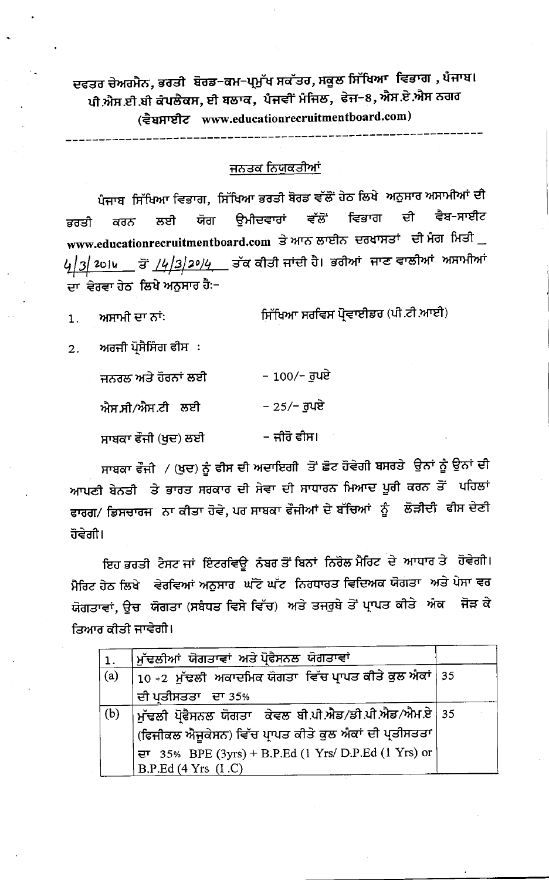ਦਫਤਰ ਚੇਅਰਮੈਨ, ਭਰਤੀ ਬੋਰਡ-ਕਮ-ਪ੍ਰਮੁੱਖ ਸਕੱਤਰ, ਸਕੂਲ ਸਿੱਖਿਆ ਵਿਭਾਗ , ਪੰਜਾਬ।
ਪੀ.ਐਸ.ਈ.ਬੀ ਕੰਪਲੈਕਸ, ਈ ਬਲਾਕ, ਪੰਜਵੀਂ ਮੰਜਿਲ, ਫੇਜ-8, ਐਸ.ਏ.ਐਸ ਨਗਰ
(ਵੈਬਸਾਈਟ www.educationrecruitmentboard.com)

---

## ਜਨਤਕ ਨਿਯੁਕਤੀਆਂ

ਪੰਜਾਬ ਸਿੱਖਿਆ ਵਿਭਾਗ, ਸਿੱਖਿਆ ਭਰਤੀ ਬੋਰਡ ਵੱਲੋਂ ਹੇਠ ਲਿਖੇ ਅਨੁਸਾਰ ਅਸਾਮੀਆਂ ਦੀ ਭਰਤੀ ਕਰਨ ਲਈ ਯੋਗ ਉਮੀਦਵਾਰਾਂ ਵੱਲੋਂ ਵਿਭਾਗ ਦੀ ਵੈਬ-ਸਾਈਟ www.educationrecruitmentboard.com ਤੇ ਆਨ ਲਾਈਨ ਦਰਖਾਸਤਾਂ ਦੀ ਮੰਗ ਮਿਤੀ 4/3/2014 ਤੋਂ 14/3/2014 ਤੱਕ ਕੀਤੀ ਜਾਂਦੀ ਹੈ। ਭਰੀਆਂ ਜਾਣ ਵਾਲੀਆਂ ਅਸਾਮੀਆਂ ਦਾ ਵੇਰਵਾ ਹੇਠ ਲਿਖੇ ਅਨੁਸਾਰ ਹੈ:-

1. ਅਸਾਮੀ ਦਾ ਨਾਂ: ਸਿੱਖਿਆ ਸਰਵਿਸ ਪ੍ਰੋਵਾਈਡਰ (ਪੀ.ਟੀ.ਆਈ)
2. ਅਰਜੀ ਪ੍ਰੋਸੈਸਿੰਗ ਫੀਸ :

ਜਨਰਲ ਅਤੇ ਹੋਰਨਾਂ ਲਈ - 100/- ਰੁਪਏ

ਐਸ.ਸੀ/ਐਸ.ਟੀ ਲਈ - 25/- ਰੁਪਏ

ਸਾਬਕਾ ਫੌਜੀ (ਖੁਦ) ਲਈ - ਜੀਰੋ ਫੀਸ।

ਸਾਬਕਾ ਫੌਜੀ / (ਖੁਦ) ਨੂੰ ਫੀਸ ਦੀ ਅਦਾਇਗੀ ਤੋਂ ਛੋਟ ਹੋਵੇਗੀ ਬਸ਼ਰਤੇ ਉਨਾਂ ਨੂੰ ਉਨਾਂ ਦੀ ਆਪਣੀ ਬੇਨਤੀ ਤੇ ਭਾਰਤ ਸਰਕਾਰ ਦੀ ਸੇਵਾ ਦੀ ਸਾਧਾਰਨ ਮਿਆਦ ਪੂਰੀ ਕਰਨ ਤੋਂ ਪਹਿਲਾਂ ਫਾਰਗ/ ਡਿਸਚਾਰਜ ਨਾ ਕੀਤਾ ਹੋਵੇ, ਪਰ ਸਾਬਕਾ ਫੌਜੀਆਂ ਦੇ ਬੱਚਿਆਂ ਨੂੰ ਲੋੜੀਦੀ ਫੀਸ ਦੇਣੀ ਹੋਵੇਗੀ।

ਇਹ ਭਰਤੀ ਟੈਸਟ ਜਾਂ ਇੰਟਰਵਿਊ ਨੰਬਰ ਤੋਂ ਬਿਨਾਂ ਨਿਰੋਲ ਮੈਰਿਟ ਦੇ ਆਧਾਰ ਤੇ ਹੋਵੇਗੀ। ਮੈਰਿਟ ਹੇਠ ਲਿਖੇ ਵੇਰਵਿਆਂ ਅਨੁਸਾਰ ਘੱਟੋ ਘੱਟ ਨਿਰਧਾਰਤ ਵਿਦਿਅਕ ਯੋਗਤਾ ਅਤੇ ਪੇਸ਼ਾ ਵਰ ਯੋਗਤਾਵਾਂ, ਉਚ ਯੋਗਤਾ (ਸਬੰਧਤ ਵਿਸ਼ੇ ਵਿੱਚ) ਅਤੇ ਤਜਰੁਬੇ ਤੋਂ ਪ੍ਰਾਪਤ ਕੀਤੇ ਅੰਕ ਜੋੜ ਕੇ ਤਿਆਰ ਕੀਤੀ ਜਾਵੇਗੀ।

| 1. | ਮੁੱਢਲੀਆਂ ਯੋਗਤਾਵਾਂ ਅਤੇ ਪ੍ਰੋਫੈਸਨਲ ਯੋਗਤਾਵਾਂ | |
|---|---|---|
| (a) | 10 +2 ਮੁੱਢਲੀ ਅਕਾਦਮਿਕ ਯੋਗਤਾ ਵਿੱਚ ਪ੍ਰਾਪਤ ਕੀਤੇ ਕੁਲ ਅੰਕਾਂ ਦੀ ਪ੍ਰਤੀਸਤਤਾ ਦਾ 35% | 35 |
| (b) | ਮੁੱਢਲੀ ਪ੍ਰੋਫੈਸਨਲ ਯੋਗਤਾ ਕੇਵਲ ਬੀ.ਪੀ.ਐਡ/ਡੀ.ਪੀ.ਐਡ/ਐਮ.ਏ (ਫਿਜੀਕਲ ਐਜੂਕੇਸਨ) ਵਿੱਚ ਪ੍ਰਾਪਤ ਕੀਤੇ ਕੁਲ ਅੰਕਾਂ ਦੀ ਪ੍ਰਤੀਸਤਤਾ ਦਾ 35% BPE (3yrs) + B.P.Ed (1 Yrs/ D.P.Ed (1 Yrs) or B.P.Ed (4 Yrs (I.C) | 35 |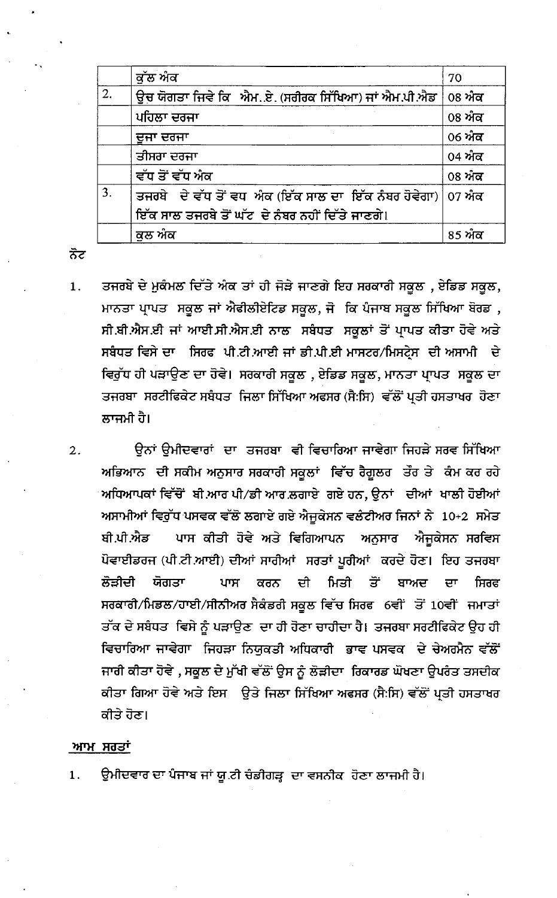| | ਕੁੱਲ ਅੰਕ | 70 |
|---|---|---|
| 2. | ਉਚ ਯੋਗਤਾ ਜਿਵੇ ਕਿ ਐਮ..ਏ. (ਸਰੀਰਕ ਸਿੱਖਿਆ) ਜਾਂ ਐਮ.ਪੀ.ਐਡ | 08 ਅੰਕ |
| | ਪਹਿਲਾ ਦਰਜਾ | 08 ਅੰਕ |
| | ਦੂਜਾ ਦਰਜਾ | 06 ਅੰਕ |
| | ਤੀਸਰਾ ਦਰਜਾ | 04 ਅੰਕ |
| | ਵੱਧ ਤੋਂ ਵੱਧ ਅੰਕ | 08 ਅੰਕ |
| 3. | ਤਜਰਬੇ ਦੇ ਵੱਧ ਤੋਂ ਵਧ ਅੰਕ (ਇੱਕ ਸਾਲ ਦਾ ਇੱਕ ਨੰਬਰ ਹੋਵੇਗਾ) ਇੱਕ ਸਾਲ ਤਜਰਬੇ ਤੋਂ ਘੱਟ ਦੇ ਨੰਬਰ ਨਹੀਂ ਦਿੱਤੇ ਜਾਣਗੇ। | 07 ਅੰਕ |
| | ਕੁਲ ਅੰਕ | 85 ਅੰਕ |

ਨੋਟ

1. ਤਜਰਬੇ ਦੇ ਮੁਕੰਮਲ ਦਿੱਤੇ ਅੰਕ ਤਾਂ ਹੀ ਜੋੜੇ ਜਾਣਗੇ ਇਹ ਸਰਕਾਰੀ ਸਕੂਲ , ਏਡਿਡ ਸਕੂਲ, ਮਾਨਤਾ ਪ੍ਰਾਪਤ ਸਕੂਲ ਜਾਂ ਐਫੀਲੀਏਟਿਡ ਸਕੂਲ, ਜੋ ਕਿ ਪੰਜਾਬ ਸਕੂਲ ਸਿੱਖਿਆ ਬੋਰਡ , ਸੀ.ਬੀ.ਐਸ.ਈ ਜਾਂ ਆਈ.ਸੀ.ਐਸ.ਈ ਨਾਲ ਸਬੰਧਤ ਸਕੂਲਾਂ ਤੋਂ ਪ੍ਰਾਪਤ ਕੀਤਾ ਹੋਵੇ ਅਤੇ ਸਬੰਧਤ ਵਿਸੇ ਦਾ ਸਿਰਫ ਪੀ.ਟੀ.ਆਈ ਜਾਂ ਡੀ.ਪੀ.ਈ ਮਾਸਟਰ/ਮਿਸਟ੍ਰੇਸ ਦੀ ਅਸਾਮੀ ਦੇ ਵਿਰੁੱਧ ਹੀ ਪੜਾਉਣ ਦਾ ਹੋਵੇ। ਸਰਕਾਰੀ ਸਕੂਲ , ਏਡਿਡ ਸਕੂਲ, ਮਾਨਤਾ ਪ੍ਰਾਪਤ ਸਕੂਲ ਦਾ ਤਜਰਬਾ ਸਰਟੀਫਿਕੇਟ ਸਬੰਧਤ ਜਿਲਾ ਸਿੱਖਿਆ ਅਫਸਰ (ਸੈ:ਸਿ) ਵੱਲੋਂ ਪ੍ਰਤੀ ਹਸਤਾਖਰ ਹੋਣਾ ਲਾਜਮੀ ਹੈ।

2. ਉਨਾਂ ਉਮੀਦਵਾਰਾਂ ਦਾ ਤਜਰਬਾ ਵੀ ਵਿਚਾਰਿਆ ਜਾਵੇਗਾ ਜਿਹੜੇ ਸਰਵ ਸਿੱਖਿਆ ਅਭਿਆਨ ਦੀ ਸਕੀਮ ਅਨੁਸਾਰ ਸਰਕਾਰੀ ਸਕੂਲਾਂ ਵਿੱਚ ਰੈਗੂਲਰ ਤੌਰ ਤੇ ਕੰਮ ਕਰ ਰਹੇ ਅਧਿਆਪਕਾਂ ਵਿੱਚੋਂ ਬੀ.ਆਰ ਪੀ/ਡੀ ਆਰ.ਲਗਾਏ ਗਏ ਹਨ, ਉਨਾਂ ਦੀਆਂ ਖਾਲੀ ਹੋਈਆਂ ਅਸਾਮੀਆਂ ਵਿਰੁੱਧ ਪਸਵਕ ਵੱਲੋ ਲਗਾਏ ਗਏ ਐਜੂਕੇਸਨ ਵਲੰਟੀਅਰ ਜਿਨਾਂ ਨੇ 10+2 ਸਮੇਤ ਬੀ.ਪੀ.ਐਡ ਪਾਸ ਕੀਤੀ ਹੋਵੇ ਅਤੇ ਵਿਗਿਆਪਨ ਅਨੁਸਾਰ ਐਜੂਕੇਸਨ ਸਰਵਿਸ ਪੋਵਾਈਡਰਜ (ਪੀ.ਟੀ.ਆਈ) ਦੀਆਂ ਸਾਰੀਆਂ ਸਰਤਾਂ ਪੂਰੀਆਂ ਕਰਦੇ ਹੋਣ। ਇਹ ਤਜਰਬਾ ਲੋੜੀਦੀ ਯੋਗਤਾ ਪਾਸ ਕਰਨ ਦੀ ਮਿਤੀ ਤੋਂ ਬਾਅਦ ਦਾ ਸਿਰਫ ਸਰਕਾਰੀ/ਮਿਡਲ/ਹਾਈ/ਸੀਨੀਅਰ ਸੈਕੰਡਰੀ ਸਕੂਲ ਵਿੱਚ ਸਿਰਫ 6ਵੀਂ ਤੋਂ 10ਵੀਂ ਜਮਾਤਾਂ ਤੱਕ ਦੇ ਸਬੰਧਤ ਵਿਸੇ ਨੂੰ ਪੜਾਉਣ ਦਾ ਹੀ ਹੋਣਾ ਚਾਹੀਦਾ ਹੈ। ਤਜਰਬਾ ਸਰਟੀਫਿਕੇਟ ਉਹ ਹੀ ਵਿਚਾਰਿਆ ਜਾਵੇਗਾ ਜਿਹੜਾ ਨਿਯੁਕਤੀ ਅਧਿਕਾਰੀ ਭਾਵ ਪਸਵਕ ਦੇ ਚੇਅਰਮੈਨ ਵੱਲੋਂ ਜਾਰੀ ਕੀਤਾ ਹੋਵੇ , ਸਕੂਲ ਦੇ ਮੁੱਖੀ ਵੱਲੋਂ ਉਸ ਨੂੰ ਲੋੜੀਦਾ ਰਿਕਾਰਡ ਘੋਖਣਾ ਉਪਰੰਤ ਤਸਦੀਕ ਕੀਤਾ ਗਿਆ ਹੋਵੇ ਅਤੇ ਇਸ ਉਤੇ ਜਿਲਾ ਸਿੱਖਿਆ ਅਫਸਰ (ਸੈ:ਸਿ) ਵੱਲੋਂ ਪ੍ਰਤੀ ਹਸਤਾਖਰ ਕੀਤੇ ਹੋਣ।

**ਆਮ ਸਰਤਾਂ**

1. ਉਮੀਦਵਾਰ ਦਾ ਪੰਜਾਬ ਜਾਂ ਯੂ.ਟੀ ਚੰਡੀਗੜ੍ਹ ਦਾ ਵਸਨੀਕ ਹੋਣਾ ਲਾਜਮੀ ਹੈ।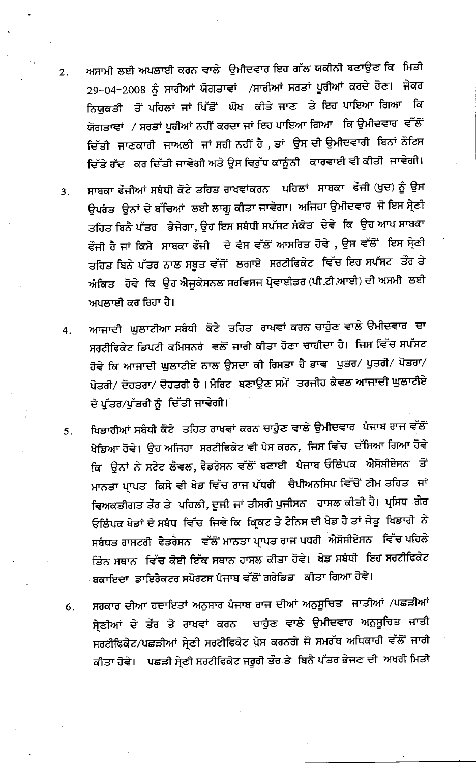2. ਅਸਾਮੀ ਲਈ ਅਪਲਾਈ ਕਰਨ ਵਾਲੇ ਉਮੀਦਵਾਰ ਇਹ ਗੱਲ ਯਕੀਨੀ ਬਣਾਉਣ ਕਿ ਮਿਤੀ 29-04-2008 ਨੂੰ ਸਾਰੀਆਂ ਯੋਗਤਾਵਾਂ /ਸਾਰੀਆਂ ਸਰਤਾਂ ਪੂਰੀਆਂ ਕਰਦੇ ਹੋਣ। ਜੇਕਰ ਨਿਯੁਕਤੀ ਤੋਂ ਪਹਿਲਾਂ ਜਾਂ ਪਿੱਛੋਂ ਘੋਖ ਕੀਤੇ ਜਾਣ ਤੇ ਇਹ ਪਾਇਆ ਗਿਆ ਕਿ ਯੋਗਤਾਵਾਂ / ਸਰਤਾਂ ਪੂਰੀਆਂ ਨਹੀਂ ਕਰਦਾ ਜਾਂ ਇਹ ਪਾਇਆ ਗਿਆ ਕਿ ਉਮੀਦਵਾਰ ਵੱਲੋਂ ਦਿੱਤੀ ਜਾਣਕਾਰੀ ਜਾਅਲੀ ਜਾਂ ਸਹੀ ਨਹੀਂ ਹੈ , ਤਾਂ ਉਸ ਦੀ ਉਮੀਦਵਾਰੀ ਬਿਨਾਂ ਨੋਟਿਸ ਦਿੱਤੇ ਰੱਦ ਕਰ ਦਿੱਤੀ ਜਾਵੇਗੀ ਅਤੇ ਉਸ ਵਿਰੁੱਧ ਕਾਨੂੰਨੀ ਕਾਰਵਾਈ ਵੀ ਕੀਤੀ ਜਾਵੇਗੀ।

3. ਸਾਬਕਾ ਫੌਜੀਆਂ ਸਬੰਧੀ ਕੋਟੇ ਤਹਿਤ ਰਾਖਵਾਂਕਰਨ ਪਹਿਲਾਂ ਸਾਬਕਾ ਫੌਜੀ (ਖੁਦ) ਨੂੰ ਉਸ ਉਪਰੰਤ ਉਨਾਂ ਦੇ ਬੱਚਿਆਂ ਲਈ ਲਾਗੂ ਕੀਤਾ ਜਾਵੇਗਾ। ਅਜਿਹਾ ਉਮੀਦਵਾਰ ਜੋ ਇਸ ਸ੍ਰੇਣੀ ਤਹਿਤ ਬਿਨੈ ਪੱਤਰ ਭੇਜੇਗਾ, ਉਹ ਇਸ ਸਬੰਧੀ ਸਪੱਸਟ ਸੰਕੇਤ ਦੇਵੇ ਕਿ ਉਹ ਆਪ ਸਾਬਕਾ ਫੌਜੀ ਹੈ ਜਾਂ ਕਿਸੇ ਸਾਬਕਾ ਫੌਜੀ ਦੇ ਵੰਸ ਵੱਲੋਂ ਆਸਰਿਤ ਹੋਵੇ , ਉਸ ਵੱਲੋਂ ਇਸ ਸ੍ਰੇਣੀ ਤਹਿਤ ਬਿਨੇ ਪੱਤਰ ਨਾਲ ਸਬੂਤ ਵੱਜੋਂ ਲਗਾਏ ਸਰਟੀਫਿਕੇਟ ਵਿੱਚ ਇਹ ਸਪੱਸਟ ਤੌਰ ਤੇ ਅੰਕਿਤ ਹੋਵੇ ਕਿ ਉਹ ਐਜੂਕੇਸਨਲ ਸਰਵਿਸਜ ਪ੍ਰੋਵਾਈਡਰ (ਪੀ.ਟੀ.ਆਈ) ਦੀ ਅਸਾਮੀ ਲਈ ਅਪਲਾਈ ਕਰ ਰਿਹਾ ਹੈ।

4. ਆਜਾਦੀ ਘੁਲਾਟੀਆ ਸਬੰਧੀ ਕੋਟੇ ਤਹਿਤ ਰਾਖਵਾਂ ਕਰਨ ਚਾਹੁੰਣ ਵਾਲੇ ਉਮੀਦਵਾਰ ਦਾ ਸਰਟੀਫਿਕੇਟ ਡਿਪਟੀ ਕਮਿਸਨਰ ਵਲੋਂ ਜਾਰੀ ਕੀਤਾ ਹੋਣਾ ਚਾਹੀਦਾ ਹੈ। ਜਿਸ ਵਿੱਚ ਸਪੱਸਟ ਹੋਵੇ ਕਿ ਆਜਾਦੀ ਘੁਲਾਟੀਏ ਨਾਲ ਉਸਦਾ ਕੀ ਰਿਸਤਾ ਹੈ ਭਾਵ ਪੁਤਰ/ ਪੁਤਰੀ/ ਪੋਤਰਾ/ ਪੋਤਰੀ/ ਦੋਹਤਰਾ/ ਦੋਹਤਰੀ ਹੈ । ਮੈਰਿਟ ਬਣਾਉਣ ਸਮੇਂ ਤਰਜੀਹ ਕੇਵਲ ਆਜਾਦੀ ਘੁਲਾਟੀਏ ਦੇ ਪੁੱਤਰ/ਪੁੱਤਰੀ ਨੂੰ ਦਿੱਤੀ ਜਾਵੇਗੀ।

5. ਖਿਡਾਰੀਆਂ ਸਬੰਧੀ ਕੋਟੇ ਤਹਿਤ ਰਾਖਵਾਂ ਕਰਨ ਚਾਹੁੰਣ ਵਾਲੇ ਉਮੀਦਵਾਰ ਪੰਜਾਬ ਰਾਜ ਵੱਲੋਂ ਖੇਡਿਆ ਹੋਵੇ। ਉਹ ਅਜਿਹਾ ਸਰਟੀਫਿਕੇਟ ਵੀ ਪੇਸ ਕਰਨ, ਜਿਸ ਵਿੱਚ ਦੱਸਿਆ ਗਿਆ ਹੋਵੇ ਕਿ ਉਨਾਂ ਨੇ ਸਟੇਟ ਲੈਵਲ, ਫੈਡਰੇਸਨ ਵੱਲੋਂ ਬਣਾਈ ਪੰਜਾਬ ਓਲਿੰਪਕ ਐਸੋਸੀਏਸਨ ਤੋਂ ਮਾਨਤਾ ਪ੍ਰਾਪਤ ਕਿਸੇ ਵੀ ਖੇਡ ਵਿੱਚ ਰਾਜ ਪੱਧਰੀ ਚੈਪੀਅਨਸਿਪ ਵਿੱਚੋਂ ਟੀਮ ਤਹਿਤ ਜਾਂ ਵਿਅਕਤੀਗਤ ਤੌਰ ਤੇ ਪਹਿਲੀ, ਦੂਜੀ ਜਾਂ ਤੀਸਰੀ ਪੁਜੀਸਨ ਹਾਸਲ ਕੀਤੀ ਹੈ। ਪ੍ਰਸਿਧ ਗੈਰ ਓਲਿੰਪਕ ਖੇਡਾਂ ਦੇ ਸਬੰਧ ਵਿੱਚ ਜਿਵੇ ਕਿ ਕ੍ਰਿਕਟ ਤੇ ਟੈਨਿਸ ਦੀ ਖੇਡ ਹੈ ਤਾਂ ਜੇਤੂ ਖਿਡਾਰੀ ਨੇ ਸਬੰਧਤ ਰਾਸਟਰੀ ਫੈਡਰੇਸਨ ਵੱਲੋਂ ਮਾਨਤਾ ਪ੍ਰਾਪਤ ਰਾਜ ਪਧਰੀ ਐਸੋਸੀਏਸਨ ਵਿੱਚ ਪਹਿਲੇ ਤਿੰਨ ਸਥਾਨ ਵਿੱਚ ਕੋਈ ਇੱਕ ਸਥਾਨ ਹਾਸਲ ਕੀਤਾ ਹੋਵੇ। ਖੇਡ ਸਬੰਧੀ ਇਹ ਸਰਟੀਫਿਕੇਟ ਬਕਾਇਦਾ ਡਾਇਰੈਕਟਰ ਸਪੋਰਟਸ ਪੰਜਾਬ ਵੱਲੋਂ ਗਰੇਡਿਡ ਕੀਤਾ ਗਿਆ ਹੋਵੇ।

6. ਸਰਕਾਰ ਦੀਆ ਹਦਾਇਤਾਂ ਅਨੁਸਾਰ ਪੰਜਾਬ ਰਾਜ ਦੀਆਂ ਅਨੁਸੂਚਿਤ ਜਾਤੀਆਂ /ਪਛੜੀਆਂ ਸ੍ਰੇਣੀਆਂ ਦੇ ਤੌਰ ਤੇ ਰਾਖਵਾਂ ਕਰਨ ਚਾਹੁੰਣ ਵਾਲੇ ਉਮੀਦਵਾਰ ਅਨੁਸੂਚਿਤ ਜਾਤੀ ਸਰਟੀਫਿਕੇਟ/ਪਛੜੀਆਂ ਸ੍ਰੇਣੀ ਸਰਟੀਫਿਕੇਟ ਪੇਸ ਕਰਨਗੇ ਜੋ ਸਮਰੱਥ ਅਧਿਕਾਰੀ ਵੱਲੋਂ ਜਾਰੀ ਕੀਤਾ ਹੋਵੇ। ਪਛੜੀ ਸ੍ਰੇਣੀ ਸਰਟੀਫਿਕੇਟ ਜਰੂਰੀ ਤੌਰ ਤੇ ਬਿਨੈ ਪੱਤਰ ਭੇਜਣ ਦੀ ਅਖਰੀ ਮਿਤੀ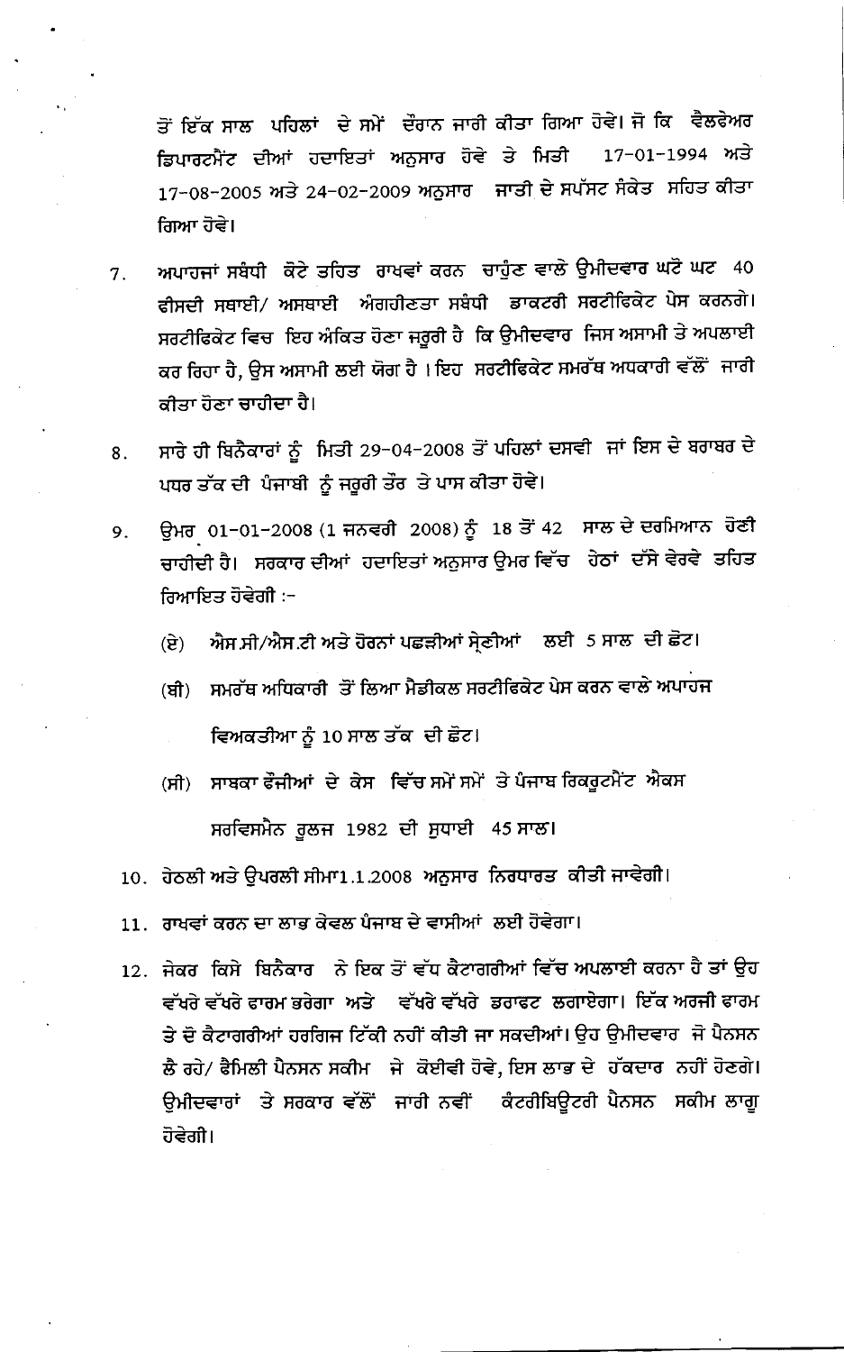ਤੋਂ ਇੱਕ ਸਾਲ ਪਹਿਲਾਂ ਦੇ ਸਮੇਂ ਦੌਰਾਨ ਜਾਰੀ ਕੀਤਾ ਗਿਆ ਹੋਵੇ। ਜੋ ਕਿ ਵੈਲਫੇਅਰ ਡਿਪਾਰਟਮੈਂਟ ਦੀਆਂ ਹਦਾਇਤਾਂ ਅਨੁਸਾਰ ਹੋਵੇ ਤੇ ਮਿਤੀ 17-01-1994 ਅਤੇ 17-08-2005 ਅਤੇ 24-02-2009 ਅਨੁਸਾਰ ਜਾਤੀ ਦੇ ਸਪੱਸਟ ਸੰਕੇਤ ਸਹਿਤ ਕੀਤਾ ਗਿਆ ਹੋਵੇ।

7. ਅਪਾਹਜਾਂ ਸਬੰਧੀ ਕੋਟੇ ਤਹਿਤ ਰਾਖਵਾਂ ਕਰਨ ਚਾਹੁੰਣ ਵਾਲੇ ਉਮੀਦਵਾਰ ਘਟੋ ਘਟ 40 ਫੀਸਦੀ ਸਥਾਈ/ ਅਸਥਾਈ ਅੰਗਹੀਣਤਾ ਸਬੰਧੀ ਡਾਕਟਰੀ ਸਰਟੀਫਿਕੇਟ ਪੇਸ ਕਰਨਗੇ। ਸਰਟੀਫਿਕੇਟ ਵਿਚ ਇਹ ਅੰਕਿਤ ਹੋਣਾ ਜਰੂਰੀ ਹੈ ਕਿ ਉਮੀਦਵਾਰ ਜਿਸ ਅਸਾਮੀ ਤੇ ਅਪਲਾਈ ਕਰ ਰਿਹਾ ਹੈ, ਉਸ ਅਸਾਮੀ ਲਈ ਯੋਗ ਹੈ । ਇਹ ਸਰਟੀਫਿਕੇਟ ਸਮਰੱਥ ਅਧਕਾਰੀ ਵੱਲੋਂ ਜਾਰੀ ਕੀਤਾ ਹੋਣਾ ਚਾਹੀਦਾ ਹੈ।

8. ਸਾਰੇ ਹੀ ਬਿਨੈਕਾਰਾਂ ਨੂੰ ਮਿਤੀ 29-04-2008 ਤੋਂ ਪਹਿਲਾਂ ਦਸਵੀ ਜਾਂ ਇਸ ਦੇ ਬਰਾਬਰ ਦੇ ਪਧਰ ਤੱਕ ਦੀ ਪੰਜਾਬੀ ਨੂੰ ਜਰੂਰੀ ਤੌਰ ਤੇ ਪਾਸ ਕੀਤਾ ਹੋਵੇ।

9. ਉਮਰ 01-01-2008 (1 ਜਨਵਰੀ 2008) ਨੂੰ 18 ਤੋਂ 42 ਸਾਲ ਦੇ ਦਰਮਿਆਨ ਹੋਣੀ ਚਾਹੀਦੀ ਹੈ। ਸਰਕਾਰ ਦੀਆਂ ਹਦਾਇਤਾਂ ਅਨੁਸਾਰ ਉਮਰ ਵਿੱਚ ਹੇਠਾਂ ਦੱਸੇ ਵੇਰਵੇ ਤਹਿਤ ਰਿਆਇਤ ਹੋਵੇਗੀ :-

   (ਏ) ਐਸ.ਸੀ/ਐਸ.ਟੀ ਅਤੇ ਹੋਰਨਾਂ ਪਛੜੀਆਂ ਸ੍ਰੇਣੀਆਂ ਲਈ 5 ਸਾਲ ਦੀ ਛੋਟ।

   (ਬੀ) ਸਮਰੱਥ ਅਧਿਕਾਰੀ ਤੋਂ ਲਿਆ ਮੈਡੀਕਲ ਸਰਟੀਫਿਕੇਟ ਪੇਸ ਕਰਨ ਵਾਲੇ ਅਪਾਹਜ ਵਿਅਕਤੀਆ ਨੂੰ 10 ਸਾਲ ਤੱਕ ਦੀ ਛੋਟ।

   (ਸੀ) ਸਾਬਕਾ ਫੌਜੀਆਂ ਦੇ ਕੇਸ ਵਿੱਚ ਸਮੇਂ ਸਮੇਂ ਤੇ ਪੰਜਾਬ ਰਿਕਰੂਟਮੈਂਟ ਐਕਸ ਸਰਵਿਸਮੈਨ ਰੂਲਜ 1982 ਦੀ ਸੁਧਾਈ 45 ਸਾਲ।

10. ਹੇਠਲੀ ਅਤੇ ਉਪਰਲੀ ਸੀਮਾ1.1.2008 ਅਨੁਸਾਰ ਨਿਰਧਾਰਤ ਕੀਤੀ ਜਾਵੇਗੀ।

11. ਰਾਖਵਾਂ ਕਰਨ ਦਾ ਲਾਭ ਕੇਵਲ ਪੰਜਾਬ ਦੇ ਵਾਸੀਆਂ ਲਈ ਹੋਵੇਗਾ।

12. ਜੇਕਰ ਕਿਸੇ ਬਿਨੈਕਾਰ ਨੇ ਇਕ ਤੋਂ ਵੱਧ ਕੈਟਾਗਰੀਆਂ ਵਿੱਚ ਅਪਲਾਈ ਕਰਨਾ ਹੈ ਤਾਂ ਉਹ ਵੱਖਰੇ ਵੱਖਰੇ ਫਾਰਮ ਭਰੇਗਾ ਅਤੇ ਵੱਖਰੇ ਵੱਖਰੇ ਡਰਾਫਟ ਲਗਾਏਗਾ। ਇੱਕ ਅਰਜੀ ਫਾਰਮ ਤੇ ਦੋ ਕੈਟਾਗਰੀਆਂ ਹਰਗਿਜ ਟਿੱਕੀ ਨਹੀਂ ਕੀਤੀ ਜਾ ਸਕਦੀਆਂ। ਉਹ ਉਮੀਦਵਾਰ ਜੋ ਪੈਨਸਨ ਲੈ ਰਹੇ/ ਫੈਮਿਲੀ ਪੈਨਸਨ ਸਕੀਮ ਜੇ ਕੋਈਵੀ ਹੋਵੇ, ਇਸ ਲਾਭ ਦੇ ਹੱਕਦਾਰ ਨਹੀਂ ਹੋਣਗੇ। ਉਮੀਦਵਾਰਾਂ ਤੇ ਸਰਕਾਰ ਵੱਲੋਂ ਜਾਰੀ ਨਵੀਂ ਕੰਟਰੀਬਿਊਟਰੀ ਪੈਨਸਨ ਸਕੀਮ ਲਾਗੂ ਹੋਵੇਗੀ।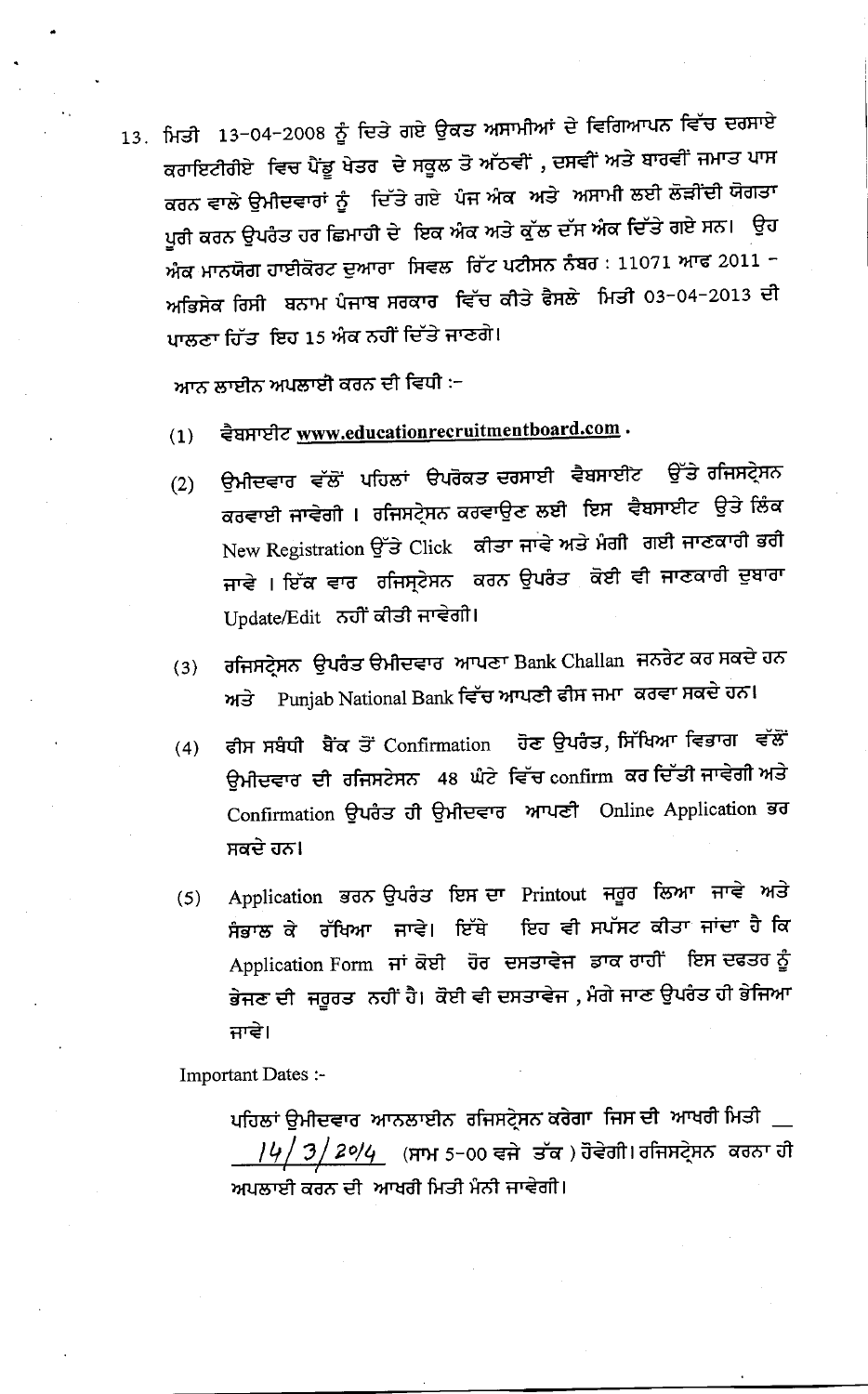13. ਮਿਤੀ 13-04-2008 ਨੂੰ ਦਿਤੇ ਗਏ ਉਕਤ ਅਸਾਮੀਆਂ ਦੇ ਵਿਗਿਆਪਨ ਵਿੱਚ ਦਰਸਾਏ ਕਰਾਇਟੀਰੀਏ ਵਿਚ ਪੈਂਡੂ ਖੇਤਰ ਦੇ ਸਕੂਲ ਤੋ ਅੱਠਵੀਂ , ਦਸਵੀਂ ਅਤੇ ਬਾਰਵੀਂ ਜਮਾਤ ਪਾਸ ਕਰਨ ਵਾਲੇ ਉਮੀਦਵਾਰਾਂ ਨੂੰ ਦਿੱਤੇ ਗਏ ਪੰਜ ਅੰਕ ਅਤੇ ਅਸਾਮੀ ਲਈ ਲੋੜੀਂਦੀ ਯੋਗਤਾ ਪੂਰੀ ਕਰਨ ਉਪਰੰਤ ਹਰ ਛਿਮਾਹੀ ਦੇ ਇਕ ਅੰਕ ਅਤੇ ਕੁੱਲ ਦੱਸ ਅੰਕ ਦਿੱਤੇ ਗਏ ਸਨ। ਉਹ ਅੰਕ ਮਾਨਯੋਗ ਹਾਈਕੋਰਟ ਦੁਆਰਾ ਸਿਵਲ ਰਿੱਟ ਪਟੀਸ਼ਨ ਨੰਬਰ : 11071 ਆਫ 2011 - ਅਭਿਸੇਕ ਰਿਸੀ ਬਨਾਮ ਪੰਜਾਬ ਸਰਕਾਰ ਵਿੱਚ ਕੀਤੇ ਫੈਸਲੇ ਮਿਤੀ 03-04-2013 ਦੀ ਪਾਲਣਾ ਹਿੱਤ ਇਹ 15 ਅੰਕ ਨਹੀਂ ਦਿੱਤੇ ਜਾਣਗੇ।

ਆਨ ਲਾਈਨ ਅਪਲਾਈ ਕਰਨ ਦੀ ਵਿਧੀ :-

(1) ਵੈਬਸਾਈਟ www.educationrecruitmentboard.com .

(2) ਉਮੀਦਵਾਰ ਵੱਲੋਂ ਪਹਿਲਾਂ ਉਪਰੋਕਤ ਦਰਸਾਈ ਵੈਬਸਾਈਟ ਉੱਤੇ ਰਜਿਸਟ੍ਰੇਸ਼ਨ ਕਰਵਾਈ ਜਾਵੇਗੀ । ਰਜਿਸਟ੍ਰੇਸ਼ਨ ਕਰਵਾਉਣ ਲਈ ਇਸ ਵੈਬਸਾਈਟ ਉਤੇ ਲਿੰਕ New Registration ਉੱਤੇ Click ਕੀਤਾ ਜਾਵੇ ਅਤੇ ਮੰਗੀ ਗਈ ਜਾਣਕਾਰੀ ਭਰੀ ਜਾਵੇ । ਇੱਕ ਵਾਰ ਰਜਿਸਟ੍ਰੇਸਨ ਕਰਨ ਉਪਰੰਤ ਕੋਈ ਵੀ ਜਾਣਕਾਰੀ ਦੁਬਾਰਾ Update/Edit ਨਹੀਂ ਕੀਤੀ ਜਾਵੇਗੀ।

(3) ਰਜਿਸਟ੍ਰੇਸ਼ਨ ਉਪਰੰਤ ਉਮੀਦਵਾਰ ਆਪਣਾ Bank Challan ਜਨਰੇਟ ਕਰ ਸਕਦੇ ਹਨ ਅਤੇ Punjab National Bank ਵਿੱਚ ਆਪਣੀ ਫੀਸ ਜਮਾ ਕਰਵਾ ਸਕਦੇ ਹਨ।

(4) ਫੀਸ ਸਬੰਧੀ ਬੈਂਕ ਤੋਂ Confirmation ਹੋਣ ਉਪਰੰਤ, ਸਿੱਖਿਆ ਵਿਭਾਗ ਵੱਲੋਂ ਉਮੀਦਵਾਰ ਦੀ ਰਜਿਸਟੇਸਨ 48 ਘੰਟੇ ਵਿੱਚ confirm ਕਰ ਦਿੱਤੀ ਜਾਵੇਗੀ ਅਤੇ Confirmation ਉਪਰੰਤ ਹੀ ਉਮੀਦਵਾਰ ਆਪਣੀ Online Application ਭਰ ਸਕਦੇ ਹਨ।

(5) Application ਭਰਨ ਉਪਰੰਤ ਇਸ ਦਾ Printout ਜਰੂਰ ਲਿਆ ਜਾਵੇ ਅਤੇ ਸੰਭਾਲ ਕੇ ਰੱਖਿਆ ਜਾਵੇ। ਇੱਥੇ ਇਹ ਵੀ ਸਪੱਸਟ ਕੀਤਾ ਜਾਂਦਾ ਹੈ ਕਿ Application Form ਜਾਂ ਕੋਈ ਹੋਰ ਦਸਤਾਵੇਜ ਡਾਕ ਰਾਹੀਂ ਇਸ ਦਫਤਰ ਨੂੰ ਭੇਜਣ ਦੀ ਜਰੂਰਤ ਨਹੀਂ ਹੈ। ਕੋਈ ਵੀ ਦਸਤਾਵੇਜ , ਮੰਗੇ ਜਾਣ ਉਪਰੰਤ ਹੀ ਭੇਜਿਆ ਜਾਵੇ।

Important Dates :-

ਪਹਿਲਾਂ ਉਮੀਦਵਾਰ ਆਨਲਾਈਨ ਰਜਿਸਟ੍ਰੇਸਨ ਕਰੇਗਾ ਜਿਸ ਦੀ ਆਖਰੀ ਮਿਤੀ 14/3/2014 (ਸਾਮ 5-00 ਵਜੇ ਤੱਕ ) ਹੋਵੇਗੀ। ਰਜਿਸਟ੍ਰੇਸਨ ਕਰਨਾ ਹੀ ਅਪਲਾਈ ਕਰਨ ਦੀ ਆਖਰੀ ਮਿਤੀ ਮੰਨੀ ਜਾਵੇਗੀ।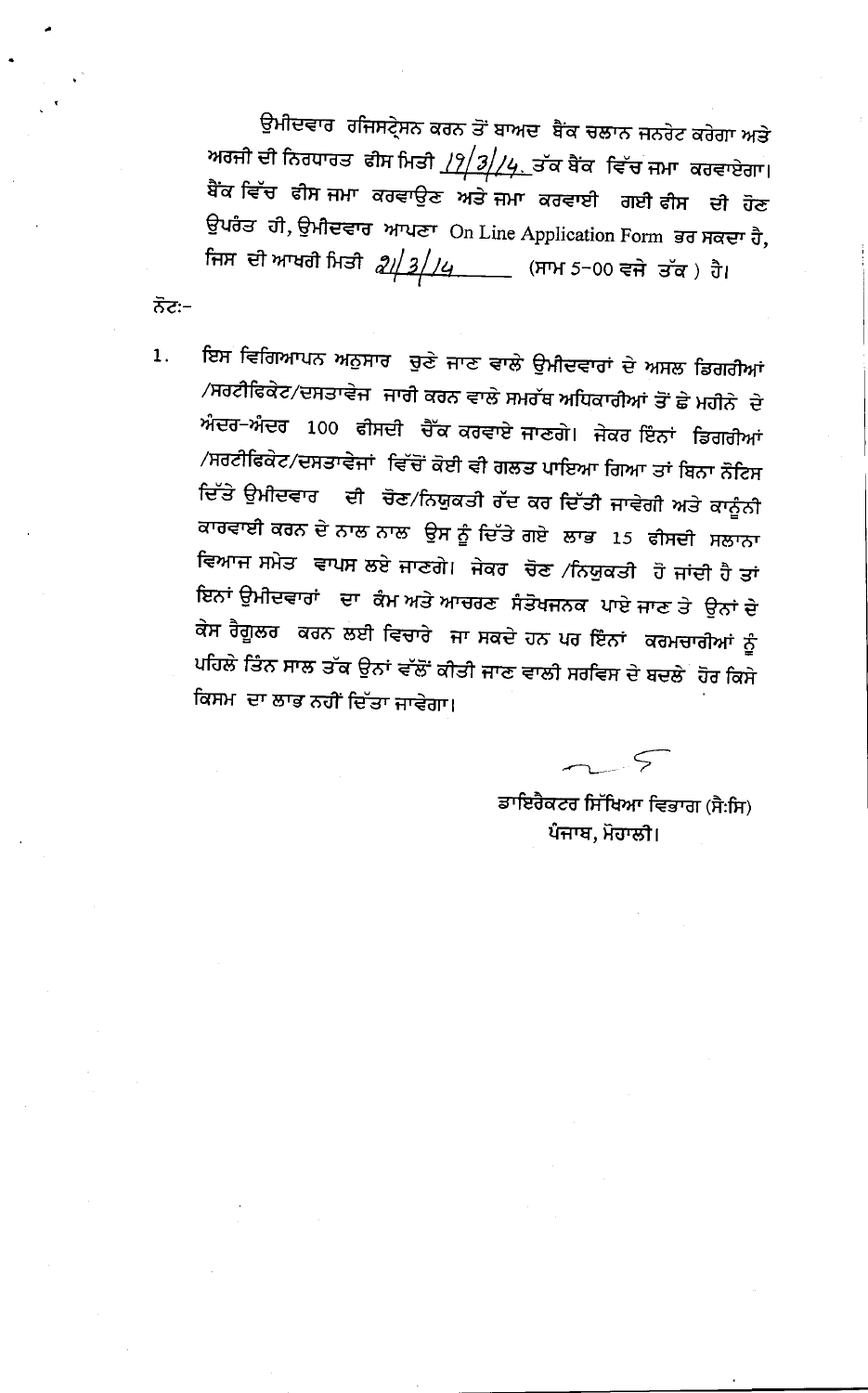ਉਮੀਦਵਾਰ ਰਜਿਸਟ੍ਰੇਸ਼ਨ ਕਰਨ ਤੋਂ ਬਾਅਦ ਬੈਂਕ ਚਲਾਨ ਜਨਰੇਟ ਕਰੇਗਾ ਅਤੇ ਅਰਜ਼ੀ ਦੀ ਨਿਰਧਾਰਤ ਫੀਸ ਮਿਤੀ 19/3/14 ਤੱਕ ਬੈਂਕ ਵਿੱਚ ਜਮਾ ਕਰਵਾਏਗਾ। ਬੈਂਕ ਵਿੱਚ ਫੀਸ ਜਮਾ ਕਰਵਾਉਣ ਅਤੇ ਜਮਾ ਕਰਵਾਈ ਗਈ ਫੀਸ ਦੀ ਹੋਣ ਉਪਰੰਤ ਹੀ, ਉਮੀਦਵਾਰ ਆਪਣਾ On Line Application Form ਭਰ ਸਕਦਾ ਹੈ, ਜਿਸ ਦੀ ਆਖਰੀ ਮਿਤੀ 21/3/14 (ਸ਼ਾਮ 5-00 ਵਜੇ ਤੱਕ ) ਹੈ।

ਨੋਟ:-

1. ਇਸ ਵਿਗਿਆਪਨ ਅਨੁਸਾਰ ਚੁਣੇ ਜਾਣ ਵਾਲੇ ਉਮੀਦਵਾਰਾਂ ਦੇ ਅਸਲ ਡਿਗਰੀਆਂ /ਸਰਟੀਫਿਕੇਟ/ਦਸਤਾਵੇਜ਼ ਜਾਰੀ ਕਰਨ ਵਾਲੇ ਸਮਰੱਥ ਅਧਿਕਾਰੀਆਂ ਤੋਂ ਛੇ ਮਹੀਨੇ ਦੇ ਅੰਦਰ-ਅੰਦਰ 100 ਫੀਸਦੀ ਚੈੱਕ ਕਰਵਾਏ ਜਾਣਗੇ। ਜੇਕਰ ਇੰਨਾਂ ਡਿਗਰੀਆਂ /ਸਰਟੀਫਿਕੇਟ/ਦਸਤਾਵੇਜ਼ਾਂ ਵਿੱਚੋਂ ਕੋਈ ਵੀ ਗਲਤ ਪਾਇਆ ਗਿਆ ਤਾਂ ਬਿਨਾ ਨੋਟਿਸ ਦਿੱਤੇ ਉਮੀਦਵਾਰ ਦੀ ਚੋਣ/ਨਿਯੁਕਤੀ ਰੱਦ ਕਰ ਦਿੱਤੀ ਜਾਵੇਗੀ ਅਤੇ ਕਾਨੂੰਨੀ ਕਾਰਵਾਈ ਕਰਨ ਦੇ ਨਾਲ ਨਾਲ ਉਸ ਨੂੰ ਦਿੱਤੇ ਗਏ ਲਾਭ 15 ਫੀਸਦੀ ਸਲਾਨਾ ਵਿਆਜ ਸਮੇਤ ਵਾਪਸ ਲਏ ਜਾਣਗੇ। ਜੇਕਰ ਚੋਣ /ਨਿਯੁਕਤੀ ਹੋ ਜਾਂਦੀ ਹੈ ਤਾਂ ਇਨਾਂ ਉਮੀਦਵਾਰਾਂ ਦਾ ਕੰਮ ਅਤੇ ਆਚਰਣ ਸੰਤੋਖਜਨਕ ਪਾਏ ਜਾਣ ਤੇ ਉਨਾਂ ਦੇ ਕੇਸ ਰੈਗੂਲਰ ਕਰਨ ਲਈ ਵਿਚਾਰੇ ਜਾ ਸਕਦੇ ਹਨ ਪਰ ਇੰਨਾਂ ਕਰਮਚਾਰੀਆਂ ਨੂੰ ਪਹਿਲੇ ਤਿੰਨ ਸਾਲ ਤੱਕ ਉਨਾਂ ਵੱਲੋਂ ਕੀਤੀ ਜਾਣ ਵਾਲੀ ਸਰਵਿਸ ਦੇ ਬਦਲੇ ਹੋਰ ਕਿਸੇ ਕਿਸਮ ਦਾ ਲਾਭ ਨਹੀਂ ਦਿੱਤਾ ਜਾਵੇਗਾ।

ਡਾਇਰੈਕਟਰ ਸਿੱਖਿਆ ਵਿਭਾਗ (ਸੈ:ਸਿ)
ਪੰਜਾਬ, ਮੋਹਾਲੀ।